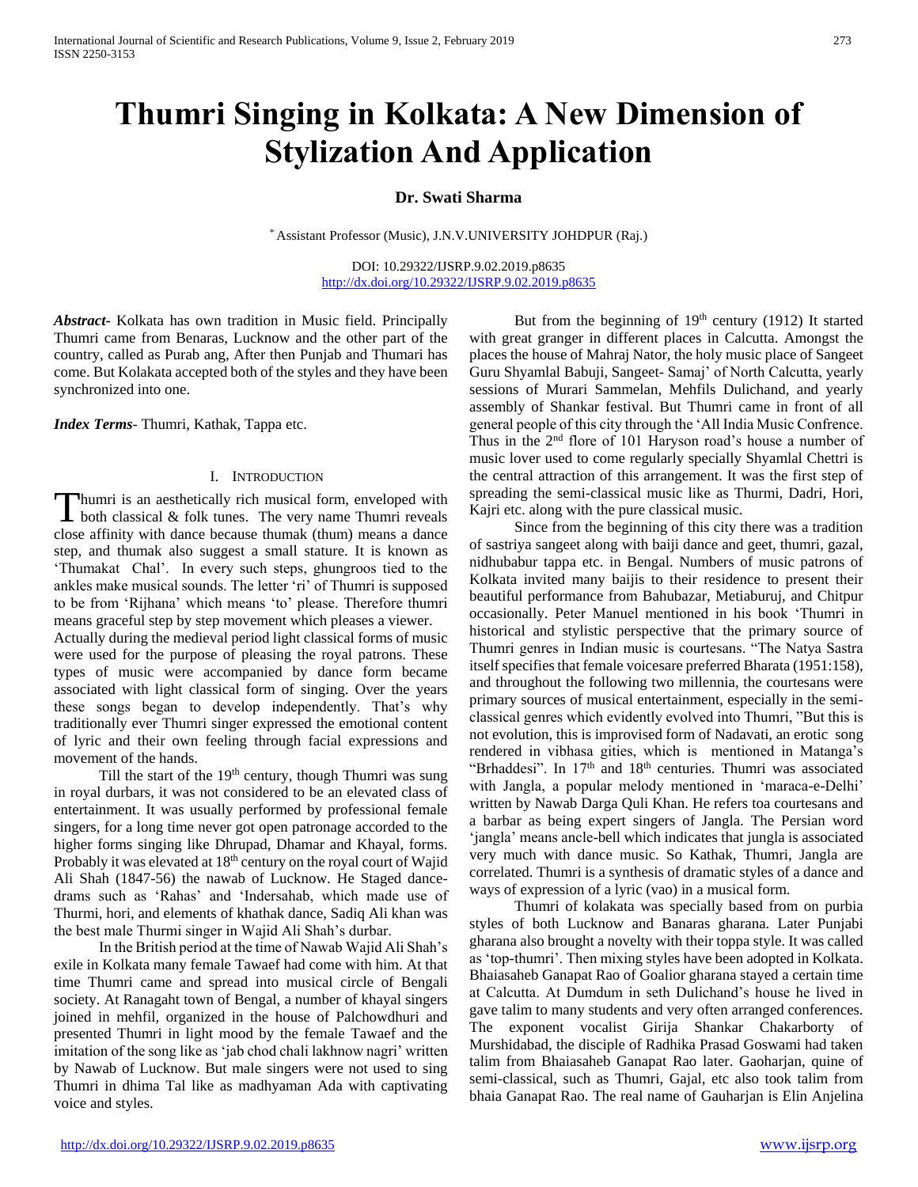# Thumri Singing in Kolkata: A New Dimension of Stylization And Application

**Dr. Swati Sharma**

* Assistant Professor (Music), J.N.V.UNIVERSITY JOHDPUR (Raj.)

DOI: 10.29322/IJSRP.9.02.2019.p8635
http://dx.doi.org/10.29322/IJSRP.9.02.2019.p8635

***Abstract***- Kolkata has own tradition in Music field. Principally Thumri came from Benaras, Lucknow and the other part of the country, called as Purab ang, After then Punjab and Thumari has come. But Kolakata accepted both of the styles and they have been synchronized into one.

***Index Terms***- Thumri, Kathak, Tappa etc.

## I. Introduction

Thumri is an aesthetically rich musical form, enveloped with both classical & folk tunes. The very name Thumri reveals close affinity with dance because thumak (thum) means a dance step, and thumak also suggest a small stature. It is known as 'Thumakat Chal'. In every such steps, ghungroos tied to the ankles make musical sounds. The letter 'ri' of Thumri is supposed to be from 'Rijhana' which means 'to' please. Therefore thumri means graceful step by step movement which pleases a viewer.

Actually during the medieval period light classical forms of music were used for the purpose of pleasing the royal patrons. These types of music were accompanied by dance form became associated with light classical form of singing. Over the years these songs began to develop independently. That's why traditionally ever Thumri singer expressed the emotional content of lyric and their own feeling through facial expressions and movement of the hands.

Till the start of the 19th century, though Thumri was sung in royal durbars, it was not considered to be an elevated class of entertainment. It was usually performed by professional female singers, for a long time never got open patronage accorded to the higher forms singing like Dhrupad, Dhamar and Khayal, forms. Probably it was elevated at 18th century on the royal court of Wajid Ali Shah (1847-56) the nawab of Lucknow. He Staged dance-drams such as 'Rahas' and 'Indersahab, which made use of Thurmi, hori, and elements of khathak dance, Sadiq Ali khan was the best male Thurmi singer in Wajid Ali Shah's durbar.

In the British period at the time of Nawab Wajid Ali Shah's exile in Kolkata many female Tawaef had come with him. At that time Thumri came and spread into musical circle of Bengali society. At Ranagaht town of Bengal, a number of khayal singers joined in mehfil, organized in the house of Palchowdhuri and presented Thumri in light mood by the female Tawaef and the imitation of the song like as 'jab chod chali lakhnow nagri' written by Nawab of Lucknow. But male singers were not used to sing Thumri in dhima Tal like as madhyaman Ada with captivating voice and styles.

But from the beginning of 19th century (1912) It started with great granger in different places in Calcutta. Amongst the places the house of Mahraj Nator, the holy music place of Sangeet Guru Shyamlal Babuji, Sangeet- Samaj' of North Calcutta, yearly sessions of Murari Sammelan, Mehfils Dulichand, and yearly assembly of Shankar festival. But Thumri came in front of all general people of this city through the 'All India Music Confrence. Thus in the 2nd flore of 101 Haryson road's house a number of music lover used to come regularly specially Shyamlal Chettri is the central attraction of this arrangement. It was the first step of spreading the semi-classical music like as Thurmi, Dadri, Hori, Kajri etc. along with the pure classical music.

Since from the beginning of this city there was a tradition of sastriya sangeet along with baiji dance and geet, thumri, gazal, nidhubabur tappa etc. in Bengal. Numbers of music patrons of Kolkata invited many baijis to their residence to present their beautiful performance from Bahubazar, Metiaburuj, and Chitpur occasionally. Peter Manuel mentioned in his book 'Thumri in historical and stylistic perspective that the primary source of Thumri genres in Indian music is courtesans. "The Natya Sastra itself specifies that female voicesare preferred Bharata (1951:158), and throughout the following two millennia, the courtesans were primary sources of musical entertainment, especially in the semi-classical genres which evidently evolved into Thumri, "But this is not evolution, this is improvised form of Nadavati, an erotic song rendered in vibhasa gities, which is mentioned in Matanga's "Brhaddesi". In 17th and 18th centuries. Thumri was associated with Jangla, a popular melody mentioned in 'maraca-e-Delhi' written by Nawab Darga Quli Khan. He refers toa courtesans and a barbar as being expert singers of Jangla. The Persian word 'jangla' means ancle-bell which indicates that jungla is associated very much with dance music. So Kathak, Thumri, Jangla are correlated. Thumri is a synthesis of dramatic styles of a dance and ways of expression of a lyric (vao) in a musical form.

Thumri of kolakata was specially based from on purbia styles of both Lucknow and Banaras gharana. Later Punjabi gharana also brought a novelty with their toppa style. It was called as 'top-thumri'. Then mixing styles have been adopted in Kolkata. Bhaiasaheb Ganapat Rao of Goalior gharana stayed a certain time at Calcutta. At Dumdum in seth Dulichand's house he lived in gave talim to many students and very often arranged conferences. The exponent vocalist Girija Shankar Chakarborty of Murshidabad, the disciple of Radhika Prasad Goswami had taken talim from Bhaiasaheb Ganapat Rao later. Gaoharjan, quine of semi-classical, such as Thumri, Gajal, etc also took talim from bhaia Ganapat Rao. The real name of Gauharjan is Elin Anjelina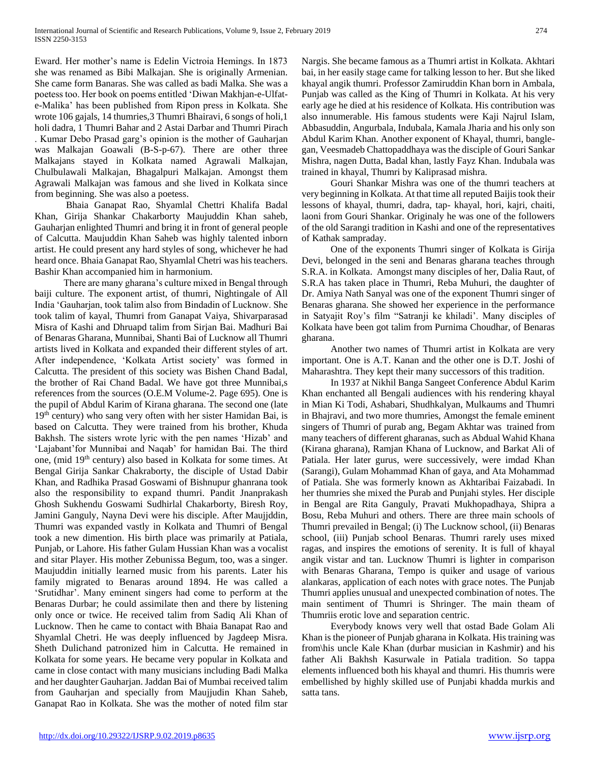Eward. Her mother's name is Edelin Victroia Hemings. In 1873 she was renamed as Bibi Malkajan. She is originally Armenian. She came form Banaras. She was called as badi Malka. She was a poetess too. Her book on poems entitled 'Diwan Makhjan-e-Ulfat-e-Malika' has been published from Ripon press in Kolkata. She wrote 106 gajals, 14 thumries,3 Thumri Bhairavi, 6 songs of holi,1 holi dadra, 1 Thumri Bahar and 2 Astai Darbar and Thumri Pirach . Kumar Debo Prasad garg's opinion is the mother of Gauharjan was Malkajan Goawali (B-S-p-67). There are other three Malkajans stayed in Kolkata named Agrawali Malkajan, Chulbulawali Malkajan, Bhagalpuri Malkajan. Amongst them Agrawali Malkajan was famous and she lived in Kolkata since from beginning. She was also a poetess.

Bhaia Ganapat Rao, Shyamlal Chettri Khalifa Badal Khan, Girija Shankar Chakarborty Maujuddin Khan saheb, Gauharjan enlighted Thumri and bring it in front of general people of Calcutta. Maujuddin Khan Saheb was highly talented inborn artist. He could present any hard styles of song, whichever he had heard once. Bhaia Ganapat Rao, Shyamlal Chetri was his teachers. Bashir Khan accompanied him in harmonium.

There are many gharana's culture mixed in Bengal through baiji culture. The exponent artist, of thumri, Nightingale of All India 'Gauharjan, took talim also from Bindadin of Lucknow. She took talim of kayal, Thumri from Ganapat Vaiya, Shivarparasad Misra of Kashi and Dhruapd talim from Sirjan Bai. Madhuri Bai of Benaras Gharana, Munnibai, Shanti Bai of Lucknow all Thumri artists lived in Kolkata and expanded their different styles of art. After independence, 'Kolkata Artist society' was formed in Calcutta. The president of this society was Bishen Chand Badal, the brother of Rai Chand Badal. We have got three Munnibai,s references from the sources (O.E.M Volume-2. Page 695). One is the pupil of Abdul Karim of Kirana gharana. The second one (late 19th century) who sang very often with her sister Hamidan Bai, is based on Calcutta. They were trained from his brother, Khuda Bakhsh. The sisters wrote lyric with the pen names 'Hizab' and 'Lajabant'for Munnibai and Naqab' for hamidan Bai. The third one, (mid 19th century) also based in Kolkata for some times. At Bengal Girija Sankar Chakraborty, the disciple of Ustad Dabir Khan, and Radhika Prasad Goswami of Bishnupur ghanrana took also the responsibility to expand thumri. Pandit Jnanprakash Ghosh Sukhendu Goswami Sudhirlal Chakarborty, Biresh Roy, Jamini Ganguly, Nayna Devi were his disciple. After Maujddin, Thumri was expanded vastly in Kolkata and Thumri of Bengal took a new dimention. His birth place was primarily at Patiala, Punjab, or Lahore. His father Gulam Hussian Khan was a vocalist and sitar Player. His mother Zebunissa Begum, too, was a singer. Maujuddin initially learned music from his parents. Later his family migrated to Benaras around 1894. He was called a 'Srutidhar'. Many eminent singers had come to perform at the Benaras Durbar; he could assimilate then and there by listening only once or twice. He received talim from Sadiq Ali Khan of Lucknow. Then he came to contact with Bhaia Banapat Rao and Shyamlal Chetri. He was deeply influenced by Jagdeep Misra. Sheth Dulichand patronized him in Calcutta. He remained in Kolkata for some years. He became very popular in Kolkata and came in close contact with many musicians including Badi Malka and her daughter Gauharjan. Jaddan Bai of Mumbai received talim from Gauharjan and specially from Maujjudin Khan Saheb, Ganapat Rao in Kolkata. She was the mother of noted film star Nargis. She became famous as a Thumri artist in Kolkata. Akhtari bai, in her easily stage came for talking lesson to her. But she liked khayal angik thumri. Professor Zamiruddin Khan born in Ambala, Punjab was called as the King of Thumri in Kolkata. At his very early age he died at his residence of Kolkata. His contribution was also innumerable. His famous students were Kaji Najrul Islam, Abbasuddin, Angurbala, Indubala, Kamala Jharia and his only son Abdul Karim Khan. Another exponent of Khayal, thumri, bangle-gan, Veesmadeb Chattopaddhaya was the disciple of Gouri Sankar Mishra, nagen Dutta, Badal khan, lastly Fayz Khan. Indubala was trained in khayal, Thumri by Kaliprasad mishra.

Gouri Shankar Mishra was one of the thumri teachers at very beginning in Kolkata. At that time all reputed Baijis took their lessons of khayal, thumri, dadra, tap- khayal, hori, kajri, chaiti, laoni from Gouri Shankar. Originaly he was one of the followers of the old Sarangi tradition in Kashi and one of the representatives of Kathak sampraday.

One of the exponents Thumri singer of Kolkata is Girija Devi, belonged in the seni and Benaras gharana teaches through S.R.A. in Kolkata. Amongst many disciples of her, Dalia Raut, of S.R.A has taken place in Thumri, Reba Muhuri, the daughter of Dr. Amiya Nath Sanyal was one of the exponent Thumri singer of Benaras gharana. She showed her experience in the performance in Satyajit Roy's film "Satranji ke khiladi'. Many disciples of Kolkata have been got talim from Purnima Choudhar, of Benaras gharana.

Another two names of Thumri artist in Kolkata are very important. One is A.T. Kanan and the other one is D.T. Joshi of Maharashtra. They kept their many successors of this tradition.

In 1937 at Nikhil Banga Sangeet Conference Abdul Karim Khan enchanted all Bengali audiences with his rendering khayal in Mian Ki Todi, Ashabari, Shudhkalyan, Mulkaums and Thumri in Bhajravi, and two more thumries, Amongst the female eminent singers of Thumri of purab ang, Begam Akhtar was trained from many teachers of different gharanas, such as Abdual Wahid Khana (Kirana gharana), Ramjan Khana of Lucknow, and Barkat Ali of Patiala. Her later gurus, were successively, were imdad Khan (Sarangi), Gulam Mohammad Khan of gaya, and Ata Mohammad of Patiala. She was formerly known as Akhtaribai Faizabadi. In her thumries she mixed the Purab and Punjahi styles. Her disciple in Bengal are Rita Ganguly, Pravati Mukhopadhaya, Shipra a Bosu, Reba Muhuri and others. There are three main schools of Thumri prevailed in Bengal; (i) The Lucknow school, (ii) Benaras school, (iii) Punjab school Benaras. Thumri rarely uses mixed ragas, and inspires the emotions of serenity. It is full of khayal angik vistar and tan. Lucknow Thumri is lighter in comparison with Benaras Gharana, Tempo is quiker and usage of various alankaras, application of each notes with grace notes. The Punjab Thumri applies unusual and unexpected combination of notes. The main sentiment of Thumri is Shringer. The main theam of Thumriis erotic love and separation centric.

Everybody knows very well that ostad Bade Golam Ali Khan is the pioneer of Punjab gharana in Kolkata. His training was from\his uncle Kale Khan (durbar musician in Kashmir) and his father Ali Bakhsh Kasurwale in Patiala tradition. So tappa elements influenced both his khayal and thumri. His thumris were embellished by highly skilled use of Punjabi khadda murkis and satta tans.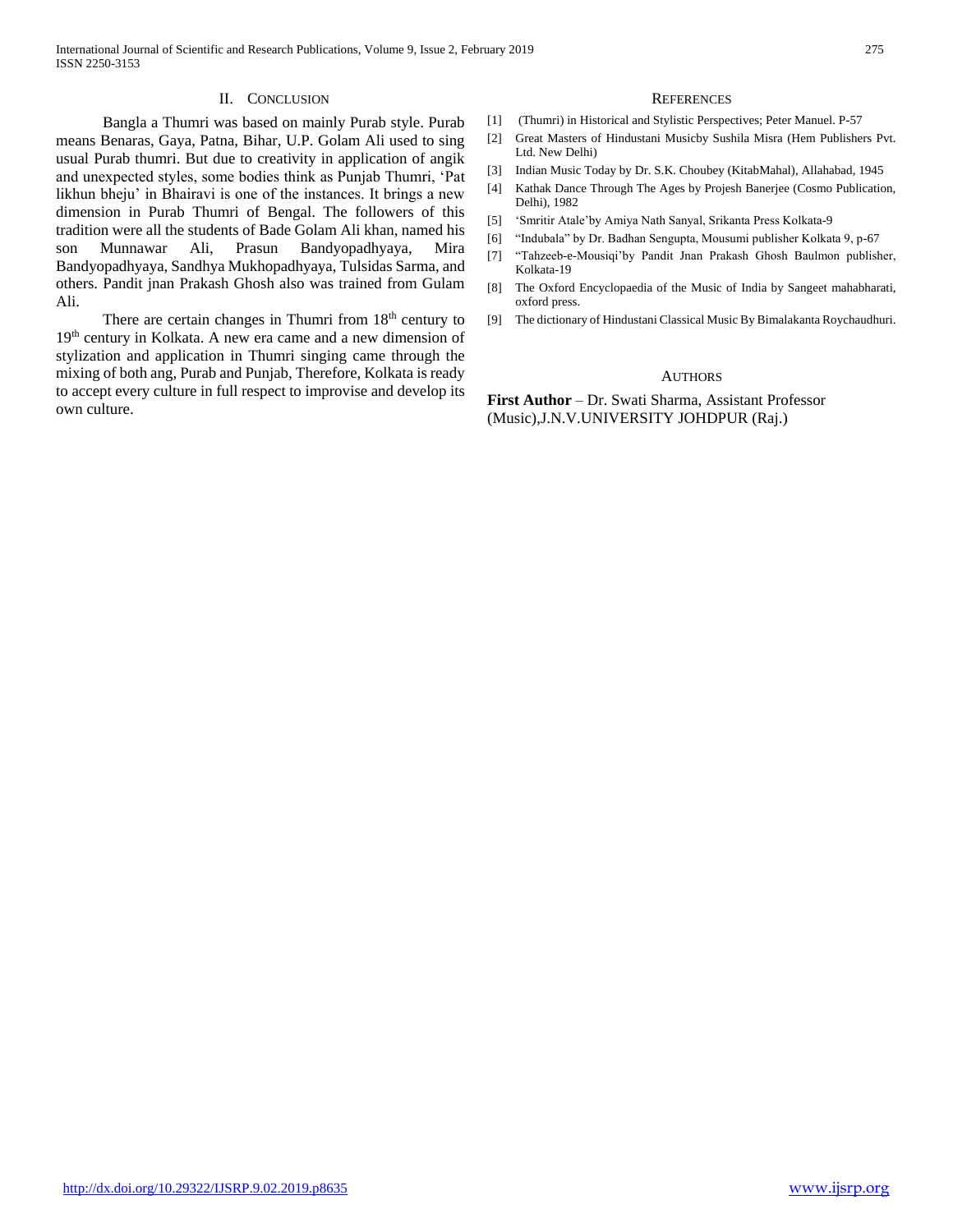## II. Conclusion

Bangla a Thumri was based on mainly Purab style. Purab means Benaras, Gaya, Patna, Bihar, U.P. Golam Ali used to sing usual Purab thumri. But due to creativity in application of angik and unexpected styles, some bodies think as Punjab Thumri, 'Pat likhun bheju' in Bhairavi is one of the instances. It brings a new dimension in Purab Thumri of Bengal. The followers of this tradition were all the students of Bade Golam Ali khan, named his son Munnawar Ali, Prasun Bandyopadhyaya, Mira Bandyopadhyaya, Sandhya Mukhopadhyaya, Tulsidas Sarma, and others. Pandit jnan Prakash Ghosh also was trained from Gulam Ali.

There are certain changes in Thumri from 18th century to 19th century in Kolkata. A new era came and a new dimension of stylization and application in Thumri singing came through the mixing of both ang, Purab and Punjab, Therefore, Kolkata is ready to accept every culture in full respect to improvise and develop its own culture.

## References

[1] (Thumri) in Historical and Stylistic Perspectives; Peter Manuel. P-57

[2] Great Masters of Hindustani Musicby Sushila Misra (Hem Publishers Pvt. Ltd. New Delhi)

[3] Indian Music Today by Dr. S.K. Choubey (KitabMahal), Allahabad, 1945

[4] Kathak Dance Through The Ages by Projesh Banerjee (Cosmo Publication, Delhi), 1982

[5] 'Smritir Atale'by Amiya Nath Sanyal, Srikanta Press Kolkata-9

[6] "Indubala" by Dr. Badhan Sengupta, Mousumi publisher Kolkata 9, p-67

[7] "Tahzeeb-e-Mousiqi'by Pandit Jnan Prakash Ghosh Baulmon publisher, Kolkata-19

[8] The Oxford Encyclopaedia of the Music of India by Sangeet mahabharati, oxford press.

[9] The dictionary of Hindustani Classical Music By Bimalakanta Roychaudhuri.

## Authors

**First Author** – Dr. Swati Sharma, Assistant Professor (Music),J.N.V.UNIVERSITY JOHDPUR (Raj.)